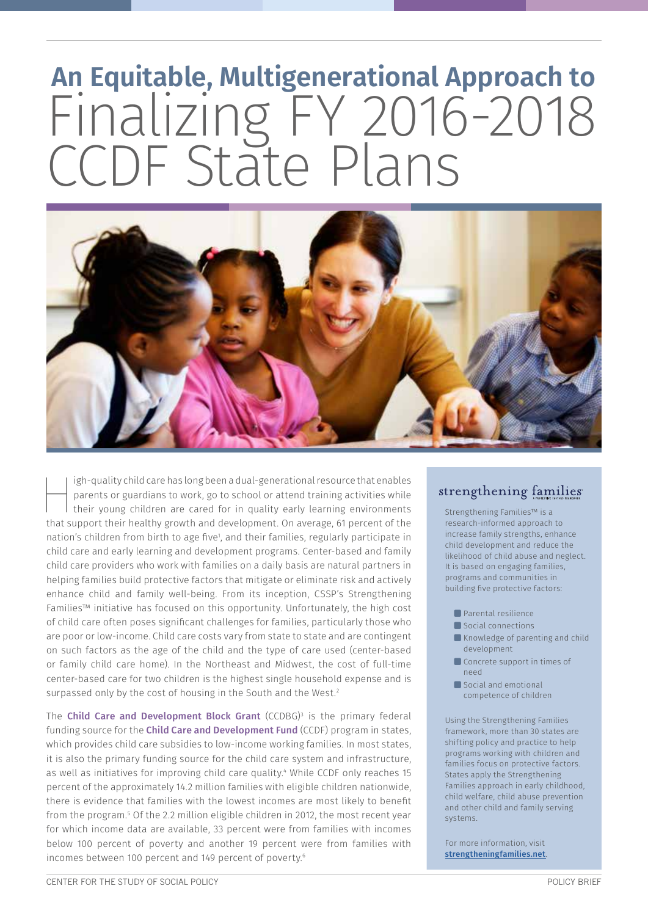# An Equitable, Multigenerational Approach to Finalizing FY 2016-2018 CCDF State Plans

High-quality child care has long been a dual-generational resource that enables parents or guardians to work, go to school or attend training activities while their young children are cared for in quality early learning environments that support their healthy growth and development. On average, 61 percent of the nation's children from birth to age five[1], and their families, regularly participate in child care and early learning and development programs. Center-based and family child care providers who work with families on a daily basis are natural partners in helping families build protective factors that mitigate or eliminate risk and actively enhance child and family well-being. From its inception, CSSP's Strengthening Families™ initiative has focused on this opportunity. Unfortunately, the high cost of child care often poses significant challenges for families, particularly those who are poor or low-income. Child care costs vary from state to state and are contingent on such factors as the age of the child and the type of care used (center-based or family child care home). In the Northeast and Midwest, the cost of full-time center-based care for two children is the highest single household expense and is surpassed only by the cost of housing in the South and the West.[2]

The **Child Care and Development Block Grant** (CCDBG)[3] is the primary federal funding source for the **Child Care and Development Fund** (CCDF) program in states, which provides child care subsidies to low-income working families. In most states, it is also the primary funding source for the child care system and infrastructure, as well as initiatives for improving child care quality.[4] While CCDF only reaches 15 percent of the approximately 14.2 million families with eligible children nationwide, there is evidence that families with the lowest incomes are most likely to benefit from the program.[5] Of the 2.2 million eligible children in 2012, the most recent year for which income data are available, 33 percent were from families with incomes below 100 percent of poverty and another 19 percent were from families with incomes between 100 percent and 149 percent of poverty.[6]

**strengthening families**

Strengthening Families™ is a research-informed approach to increase family strengths, enhance child development and reduce the likelihood of child abuse and neglect. It is based on engaging families, programs and communities in building five protective factors:

- Parental resilience
- Social connections
- Knowledge of parenting and child development
- Concrete support in times of need
- Social and emotional competence of children

Using the Strengthening Families framework, more than 30 states are shifting policy and practice to help programs working with children and families focus on protective factors. States apply the Strengthening Families approach in early childhood, child welfare, child abuse prevention and other child and family serving systems.

For more information, visit **strengtheningfamilies.net**.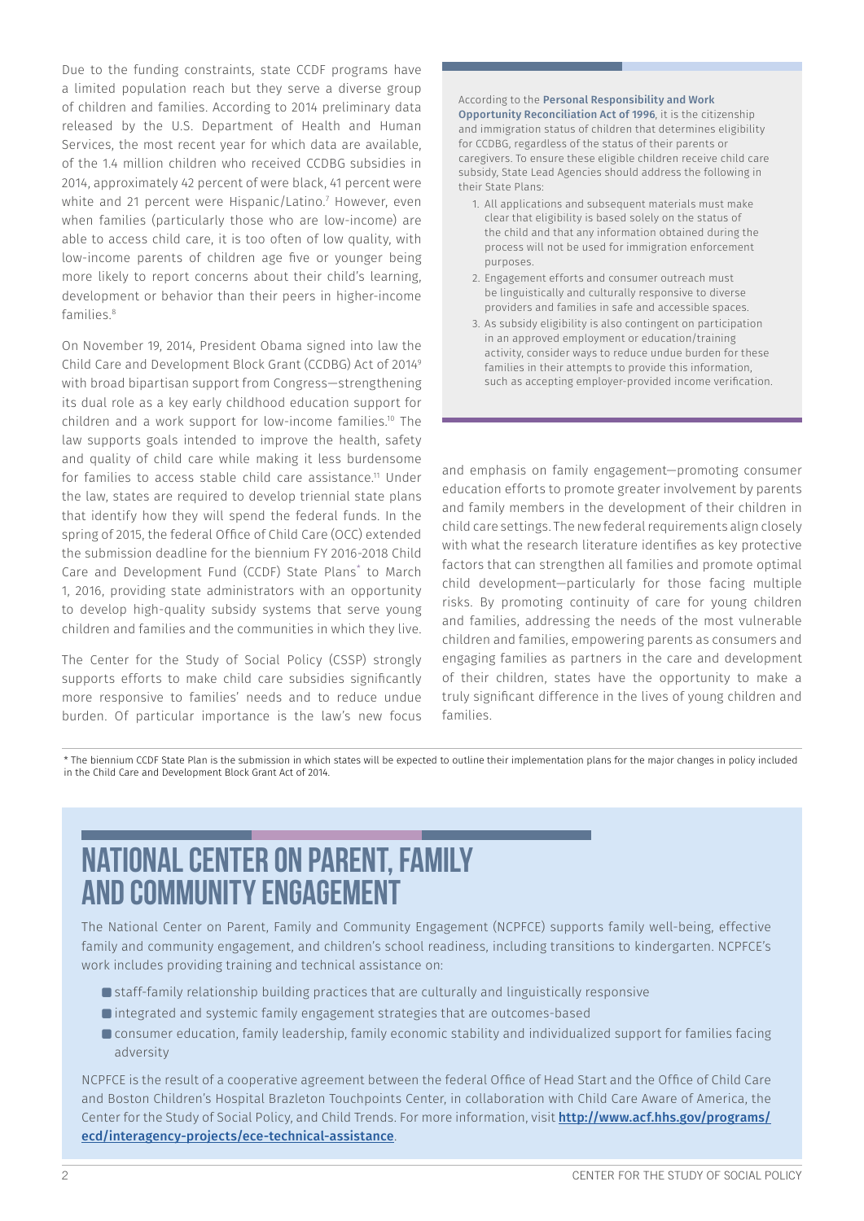Due to the funding constraints, state CCDF programs have a limited population reach but they serve a diverse group of children and families. According to 2014 preliminary data released by the U.S. Department of Health and Human Services, the most recent year for which data are available, of the 1.4 million children who received CCDBG subsidies in 2014, approximately 42 percent of were black, 41 percent were white and 21 percent were Hispanic/Latino.[7] However, even when families (particularly those who are low-income) are able to access child care, it is too often of low quality, with low-income parents of children age five or younger being more likely to report concerns about their child's learning, development or behavior than their peers in higher-income families.[8]

On November 19, 2014, President Obama signed into law the Child Care and Development Block Grant (CCDBG) Act of 2014[9] with broad bipartisan support from Congress—strengthening its dual role as a key early childhood education support for children and a work support for low-income families.[10] The law supports goals intended to improve the health, safety and quality of child care while making it less burdensome for families to access stable child care assistance.[11] Under the law, states are required to develop triennial state plans that identify how they will spend the federal funds. In the spring of 2015, the federal Office of Child Care (OCC) extended the submission deadline for the biennium FY 2016-2018 Child Care and Development Fund (CCDF) State Plans* to March 1, 2016, providing state administrators with an opportunity to develop high-quality subsidy systems that serve young children and families and the communities in which they live.

The Center for the Study of Social Policy (CSSP) strongly supports efforts to make child care subsidies significantly more responsive to families' needs and to reduce undue burden. Of particular importance is the law's new focus and emphasis on family engagement—promoting consumer education efforts to promote greater involvement by parents and family members in the development of their children in child care settings. The new federal requirements align closely with what the research literature identifies as key protective factors that can strengthen all families and promote optimal child development—particularly for those facing multiple risks. By promoting continuity of care for young children and families, addressing the needs of the most vulnerable children and families, empowering parents as consumers and engaging families as partners in the care and development of their children, states have the opportunity to make a truly significant difference in the lives of young children and families.

> According to the **Personal Responsibility and Work Opportunity Reconciliation Act of 1996**, it is the citizenship and immigration status of children that determines eligibility for CCDBG, regardless of the status of their parents or caregivers. To ensure these eligible children receive child care subsidy, State Lead Agencies should address the following in their State Plans:
>
> 1. All applications and subsequent materials must make clear that eligibility is based solely on the status of the child and that any information obtained during the process will not be used for immigration enforcement purposes.
> 2. Engagement efforts and consumer outreach must be linguistically and culturally responsive to diverse providers and families in safe and accessible spaces.
> 3. As subsidy eligibility is also contingent on participation in an approved employment or education/training activity, consider ways to reduce undue burden for these families in their attempts to provide this information, such as accepting employer-provided income verification.

\* The biennium CCDF State Plan is the submission in which states will be expected to outline their implementation plans for the major changes in policy included in the Child Care and Development Block Grant Act of 2014.

## NATIONAL CENTER ON PARENT, FAMILY AND COMMUNITY ENGAGEMENT

The National Center on Parent, Family and Community Engagement (NCPFCE) supports family well-being, effective family and community engagement, and children's school readiness, including transitions to kindergarten. NCPFCE's work includes providing training and technical assistance on:

- staff-family relationship building practices that are culturally and linguistically responsive
- integrated and systemic family engagement strategies that are outcomes-based
- consumer education, family leadership, family economic stability and individualized support for families facing adversity

NCPFCE is the result of a cooperative agreement between the federal Office of Head Start and the Office of Child Care and Boston Children's Hospital Brazleton Touchpoints Center, in collaboration with Child Care Aware of America, the Center for the Study of Social Policy, and Child Trends. For more information, visit **http://www.acf.hhs.gov/programs/ecd/interagency-projects/ece-technical-assistance**.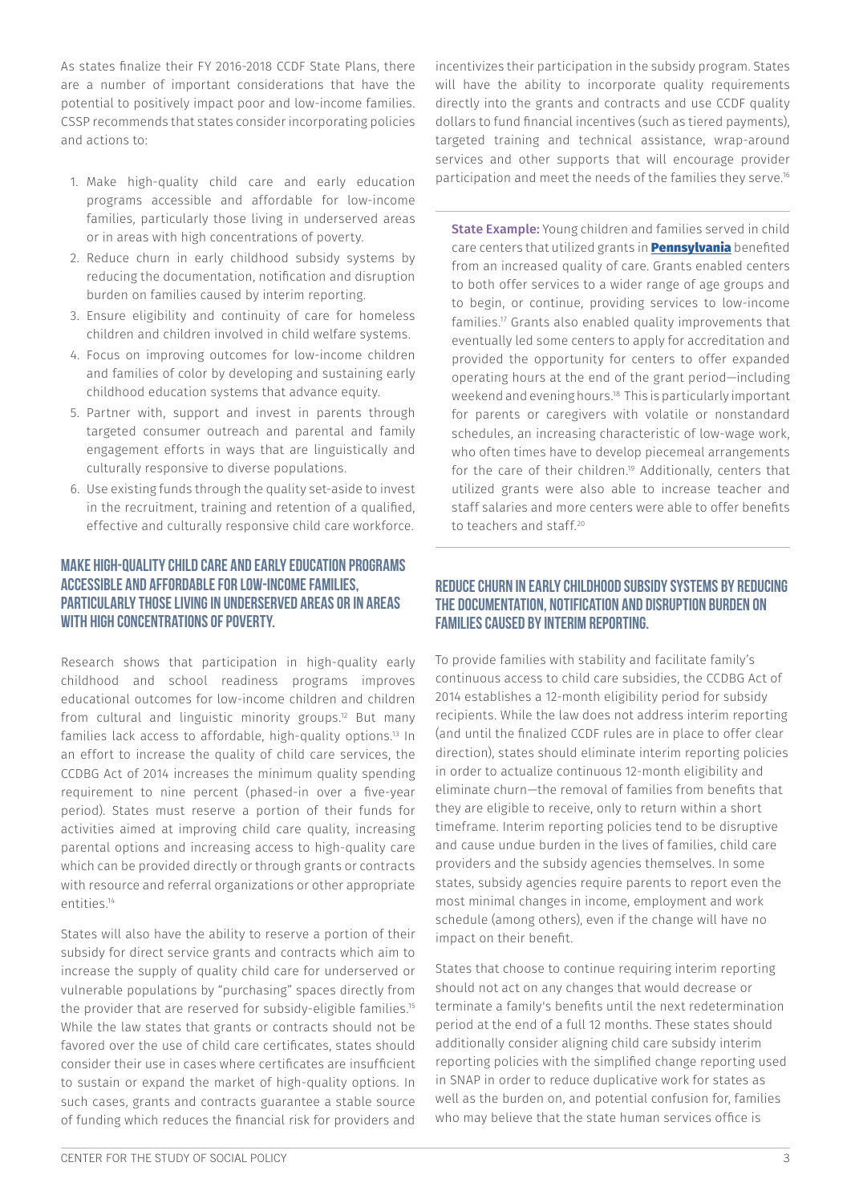As states finalize their FY 2016-2018 CCDF State Plans, there are a number of important considerations that have the potential to positively impact poor and low-income families. CSSP recommends that states consider incorporating policies and actions to:

1. Make high-quality child care and early education programs accessible and affordable for low-income families, particularly those living in underserved areas or in areas with high concentrations of poverty.
2. Reduce churn in early childhood subsidy systems by reducing the documentation, notification and disruption burden on families caused by interim reporting.
3. Ensure eligibility and continuity of care for homeless children and children involved in child welfare systems.
4. Focus on improving outcomes for low-income children and families of color by developing and sustaining early childhood education systems that advance equity.
5. Partner with, support and invest in parents through targeted consumer outreach and parental and family engagement efforts in ways that are linguistically and culturally responsive to diverse populations.
6. Use existing funds through the quality set-aside to invest in the recruitment, training and retention of a qualified, effective and culturally responsive child care workforce.

## Make high-quality child care and early education programs accessible and affordable for low-income families, particularly those living in underserved areas or in areas with high concentrations of poverty.

Research shows that participation in high-quality early childhood and school readiness programs improves educational outcomes for low-income children and children from cultural and linguistic minority groups.[12] But many families lack access to affordable, high-quality options.[13] In an effort to increase the quality of child care services, the CCDBG Act of 2014 increases the minimum quality spending requirement to nine percent (phased-in over a five-year period). States must reserve a portion of their funds for activities aimed at improving child care quality, increasing parental options and increasing access to high-quality care which can be provided directly or through grants or contracts with resource and referral organizations or other appropriate entities.[14]

States will also have the ability to reserve a portion of their subsidy for direct service grants and contracts which aim to increase the supply of quality child care for underserved or vulnerable populations by "purchasing" spaces directly from the provider that are reserved for subsidy-eligible families.[15] While the law states that grants or contracts should not be favored over the use of child care certificates, states should consider their use in cases where certificates are insufficient to sustain or expand the market of high-quality options. In such cases, grants and contracts guarantee a stable source of funding which reduces the financial risk for providers and incentivizes their participation in the subsidy program. States will have the ability to incorporate quality requirements directly into the grants and contracts and use CCDF quality dollars to fund financial incentives (such as tiered payments), targeted training and technical assistance, wrap-around services and other supports that will encourage provider participation and meet the needs of the families they serve.[16]

**State Example:** Young children and families served in child care centers that utilized grants in **Pennsylvania** benefited from an increased quality of care. Grants enabled centers to both offer services to a wider range of age groups and to begin, or continue, providing services to low-income families.[17] Grants also enabled quality improvements that eventually led some centers to apply for accreditation and provided the opportunity for centers to offer expanded operating hours at the end of the grant period—including weekend and evening hours.[18] This is particularly important for parents or caregivers with volatile or nonstandard schedules, an increasing characteristic of low-wage work, who often times have to develop piecemeal arrangements for the care of their children.[19] Additionally, centers that utilized grants were also able to increase teacher and staff salaries and more centers were able to offer benefits to teachers and staff.[20]

## Reduce churn in early childhood subsidy systems by reducing the documentation, notification and disruption burden on families caused by interim reporting.

To provide families with stability and facilitate family's continuous access to child care subsidies, the CCDBG Act of 2014 establishes a 12-month eligibility period for subsidy recipients. While the law does not address interim reporting (and until the finalized CCDF rules are in place to offer clear direction), states should eliminate interim reporting policies in order to actualize continuous 12-month eligibility and eliminate churn—the removal of families from benefits that they are eligible to receive, only to return within a short timeframe. Interim reporting policies tend to be disruptive and cause undue burden in the lives of families, child care providers and the subsidy agencies themselves. In some states, subsidy agencies require parents to report even the most minimal changes in income, employment and work schedule (among others), even if the change will have no impact on their benefit.

States that choose to continue requiring interim reporting should not act on any changes that would decrease or terminate a family's benefits until the next redetermination period at the end of a full 12 months. These states should additionally consider aligning child care subsidy interim reporting policies with the simplified change reporting used in SNAP in order to reduce duplicative work for states as well as the burden on, and potential confusion for, families who may believe that the state human services office is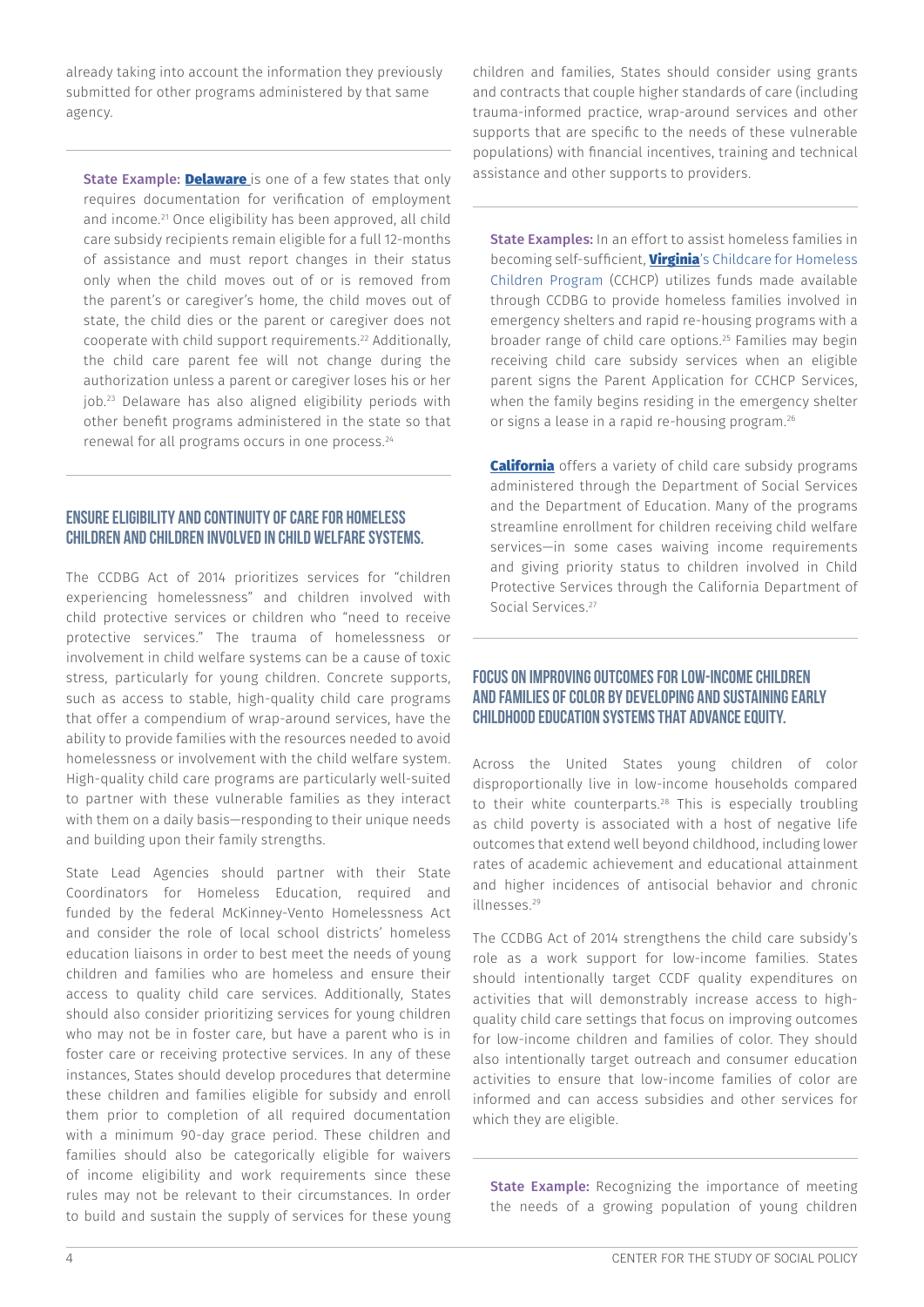already taking into account the information they previously submitted for other programs administered by that same agency.

**State Example:** **Delaware** is one of a few states that only requires documentation for verification of employment and income.[21] Once eligibility has been approved, all child care subsidy recipients remain eligible for a full 12-months of assistance and must report changes in their status only when the child moves out of or is removed from the parent's or caregiver's home, the child moves out of state, the child dies or the parent or caregiver does not cooperate with child support requirements.[22] Additionally, the child care parent fee will not change during the authorization unless a parent or caregiver loses his or her job.[23] Delaware has also aligned eligibility periods with other benefit programs administered in the state so that renewal for all programs occurs in one process.[24]

## Ensure eligibility and continuity of care for homeless children and children involved in child welfare systems.

The CCDBG Act of 2014 prioritizes services for "children experiencing homelessness" and children involved with child protective services or children who "need to receive protective services." The trauma of homelessness or involvement in child welfare systems can be a cause of toxic stress, particularly for young children. Concrete supports, such as access to stable, high-quality child care programs that offer a compendium of wrap-around services, have the ability to provide families with the resources needed to avoid homelessness or involvement with the child welfare system. High-quality child care programs are particularly well-suited to partner with these vulnerable families as they interact with them on a daily basis—responding to their unique needs and building upon their family strengths.

State Lead Agencies should partner with their State Coordinators for Homeless Education, required and funded by the federal McKinney-Vento Homelessness Act and consider the role of local school districts' homeless education liaisons in order to best meet the needs of young children and families who are homeless and ensure their access to quality child care services. Additionally, States should also consider prioritizing services for young children who may not be in foster care, but have a parent who is in foster care or receiving protective services. In any of these instances, States should develop procedures that determine these children and families eligible for subsidy and enroll them prior to completion of all required documentation with a minimum 90-day grace period. These children and families should also be categorically eligible for waivers of income eligibility and work requirements since these rules may not be relevant to their circumstances. In order to build and sustain the supply of services for these young children and families, States should consider using grants and contracts that couple higher standards of care (including trauma-informed practice, wrap-around services and other supports that are specific to the needs of these vulnerable populations) with financial incentives, training and technical assistance and other supports to providers.

**State Examples:** In an effort to assist homeless families in becoming self-sufficient, **Virginia**'s Childcare for Homeless Children Program (CCHCP) utilizes funds made available through CCDBG to provide homeless families involved in emergency shelters and rapid re-housing programs with a broader range of child care options.[25] Families may begin receiving child care subsidy services when an eligible parent signs the Parent Application for CCHCP Services, when the family begins residing in the emergency shelter or signs a lease in a rapid re-housing program.[26]

**California** offers a variety of child care subsidy programs administered through the Department of Social Services and the Department of Education. Many of the programs streamline enrollment for children receiving child welfare services—in some cases waiving income requirements and giving priority status to children involved in Child Protective Services through the California Department of Social Services.[27]

## Focus on improving outcomes for low-income children and families of color by developing and sustaining early childhood education systems that advance equity.

Across the United States young children of color disproportionally live in low-income households compared to their white counterparts.[28] This is especially troubling as child poverty is associated with a host of negative life outcomes that extend well beyond childhood, including lower rates of academic achievement and educational attainment and higher incidences of antisocial behavior and chronic illnesses.[29]

The CCDBG Act of 2014 strengthens the child care subsidy's role as a work support for low-income families. States should intentionally target CCDF quality expenditures on activities that will demonstrably increase access to high-quality child care settings that focus on improving outcomes for low-income children and families of color. They should also intentionally target outreach and consumer education activities to ensure that low-income families of color are informed and can access subsidies and other services for which they are eligible.

**State Example:** Recognizing the importance of meeting the needs of a growing population of young children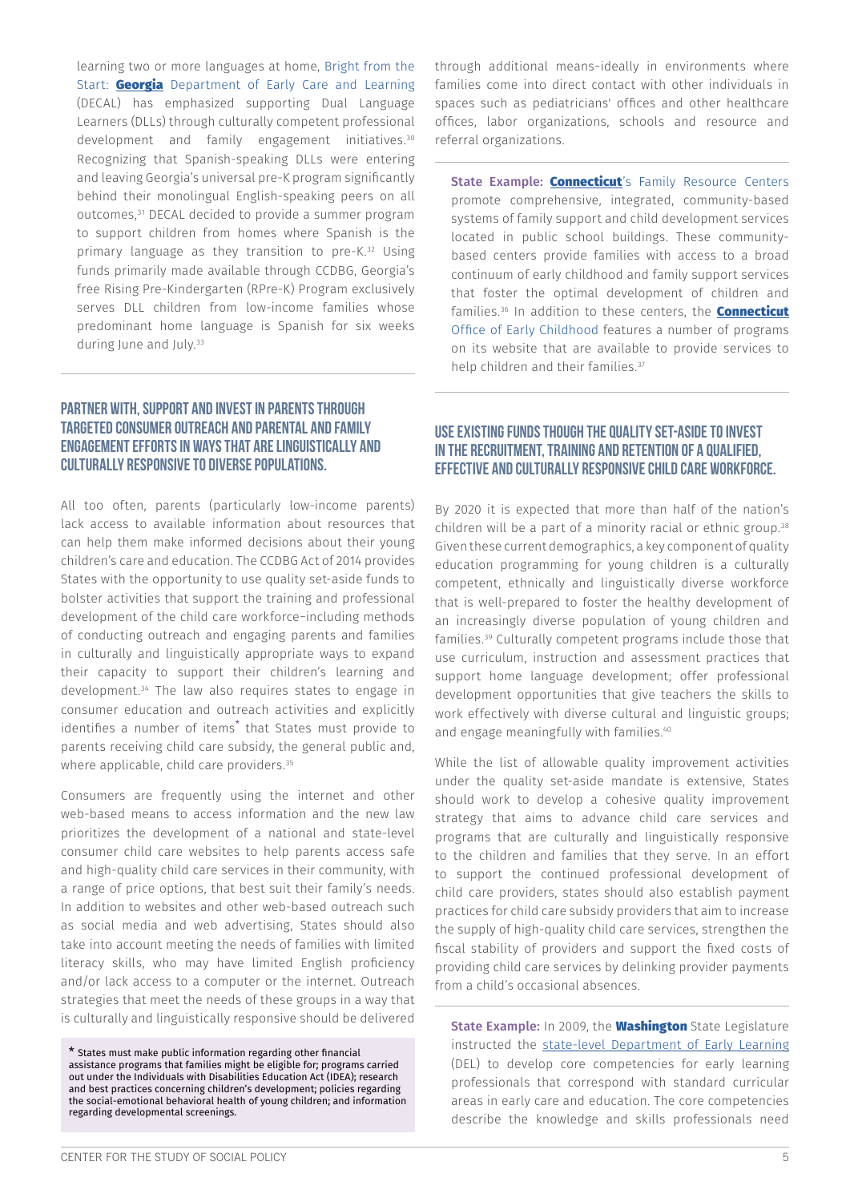learning two or more languages at home, Bright from the Start: **Georgia** Department of Early Care and Learning (DECAL) has emphasized supporting Dual Language Learners (DLLs) through culturally competent professional development and family engagement initiatives.[30] Recognizing that Spanish-speaking DLLs were entering and leaving Georgia's universal pre-K program significantly behind their monolingual English-speaking peers on all outcomes,[31] DECAL decided to provide a summer program to support children from homes where Spanish is the primary language as they transition to pre-K.[32] Using funds primarily made available through CCDBG, Georgia's free Rising Pre-Kindergarten (RPre-K) Program exclusively serves DLL children from low-income families whose predominant home language is Spanish for six weeks during June and July.[33]

## Partner with, support and invest in parents through targeted consumer outreach and parental and family engagement efforts in ways that are linguistically and culturally responsive to diverse populations.

All too often, parents (particularly low-income parents) lack access to available information about resources that can help them make informed decisions about their young children's care and education. The CCDBG Act of 2014 provides States with the opportunity to use quality set-aside funds to bolster activities that support the training and professional development of the child care workforce–including methods of conducting outreach and engaging parents and families in culturally and linguistically appropriate ways to expand their capacity to support their children's learning and development.[34] The law also requires states to engage in consumer education and outreach activities and explicitly identifies a number of items* that States must provide to parents receiving child care subsidy, the general public and, where applicable, child care providers.[35]

Consumers are frequently using the internet and other web-based means to access information and the new law prioritizes the development of a national and state-level consumer child care websites to help parents access safe and high-quality child care services in their community, with a range of price options, that best suit their family's needs. In addition to websites and other web-based outreach such as social media and web advertising, States should also take into account meeting the needs of families with limited literacy skills, who may have limited English proficiency and/or lack access to a computer or the internet. Outreach strategies that meet the needs of these groups in a way that is culturally and linguistically responsive should be delivered through additional means–ideally in environments where families come into direct contact with other individuals in spaces such as pediatricians' offices and other healthcare offices, labor organizations, schools and resource and referral organizations.

\* States must make public information regarding other financial assistance programs that families might be eligible for; programs carried out under the Individuals with Disabilities Education Act (IDEA); research and best practices concerning children's development; policies regarding the social-emotional behavioral health of young children; and information regarding developmental screenings.

**State Example:** **Connecticut**'s Family Resource Centers promote comprehensive, integrated, community-based systems of family support and child development services located in public school buildings. These community-based centers provide families with access to a broad continuum of early childhood and family support services that foster the optimal development of children and families.[36] In addition to these centers, the **Connecticut** Office of Early Childhood features a number of programs on its website that are available to provide services to help children and their families.[37]

## Use existing funds though the quality set-aside to invest in the recruitment, training and retention of a qualified, effective and culturally responsive child care workforce.

By 2020 it is expected that more than half of the nation's children will be a part of a minority racial or ethnic group.[38] Given these current demographics, a key component of quality education programming for young children is a culturally competent, ethnically and linguistically diverse workforce that is well-prepared to foster the healthy development of an increasingly diverse population of young children and families.[39] Culturally competent programs include those that use curriculum, instruction and assessment practices that support home language development; offer professional development opportunities that give teachers the skills to work effectively with diverse cultural and linguistic groups; and engage meaningfully with families.[40]

While the list of allowable quality improvement activities under the quality set-aside mandate is extensive, States should work to develop a cohesive quality improvement strategy that aims to advance child care services and programs that are culturally and linguistically responsive to the children and families that they serve. In an effort to support the continued professional development of child care providers, states should also establish payment practices for child care subsidy providers that aim to increase the supply of high-quality child care services, strengthen the fiscal stability of providers and support the fixed costs of providing child care services by delinking provider payments from a child's occasional absences.

**State Example:** In 2009, the **Washington** State Legislature instructed the state-level Department of Early Learning (DEL) to develop core competencies for early learning professionals that correspond with standard curricular areas in early care and education. The core competencies describe the knowledge and skills professionals need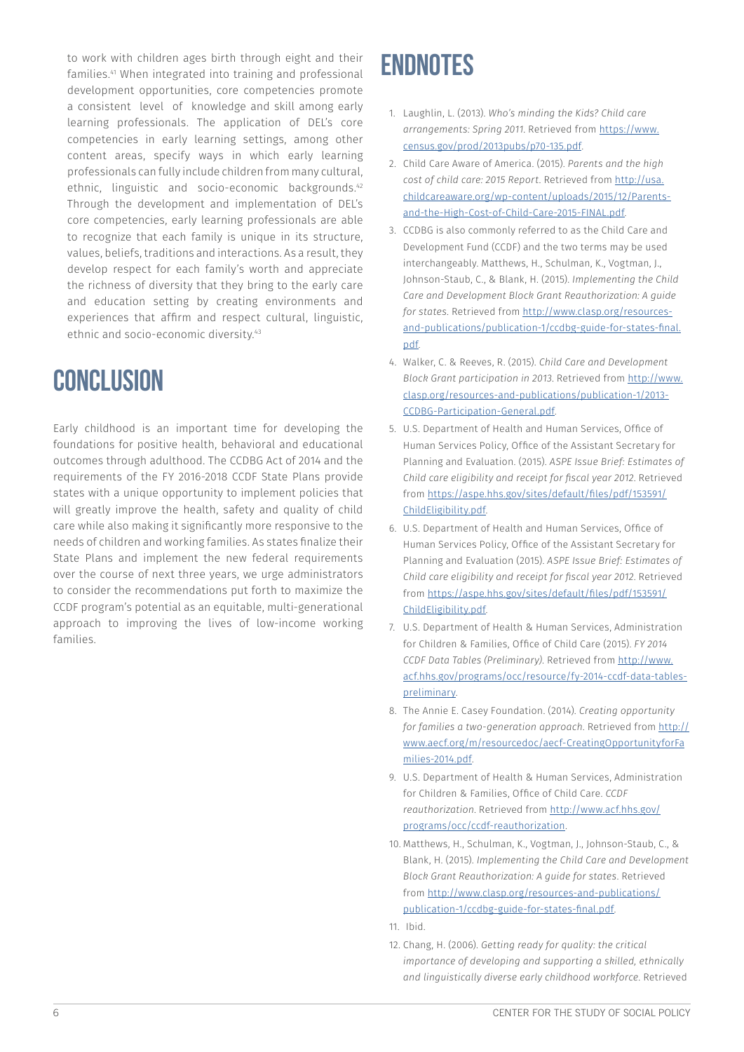to work with children ages birth through eight and their families.[41] When integrated into training and professional development opportunities, core competencies promote a consistent level of knowledge and skill among early learning professionals. The application of DEL's core competencies in early learning settings, among other content areas, specify ways in which early learning professionals can fully include children from many cultural, ethnic, linguistic and socio-economic backgrounds.[42] Through the development and implementation of DEL's core competencies, early learning professionals are able to recognize that each family is unique in its structure, values, beliefs, traditions and interactions. As a result, they develop respect for each family's worth and appreciate the richness of diversity that they bring to the early care and education setting by creating environments and experiences that affirm and respect cultural, linguistic, ethnic and socio-economic diversity.[43]

## CONCLUSION

Early childhood is an important time for developing the foundations for positive health, behavioral and educational outcomes through adulthood. The CCDBG Act of 2014 and the requirements of the FY 2016-2018 CCDF State Plans provide states with a unique opportunity to implement policies that will greatly improve the health, safety and quality of child care while also making it significantly more responsive to the needs of children and working families. As states finalize their State Plans and implement the new federal requirements over the course of next three years, we urge administrators to consider the recommendations put forth to maximize the CCDF program's potential as an equitable, multi-generational approach to improving the lives of low-income working families.

## ENDNOTES

1. Laughlin, L. (2013). *Who's minding the Kids? Child care arrangements: Spring 2011*. Retrieved from https://www.census.gov/prod/2013pubs/p70-135.pdf.
2. Child Care Aware of America. (2015). *Parents and the high cost of child care: 2015 Report*. Retrieved from http://usa.childcareaware.org/wp-content/uploads/2015/12/Parents-and-the-High-Cost-of-Child-Care-2015-FINAL.pdf.
3. CCDBG is also commonly referred to as the Child Care and Development Fund (CCDF) and the two terms may be used interchangeably. Matthews, H., Schulman, K., Vogtman, J., Johnson-Staub, C., & Blank, H. (2015). *Implementing the Child Care and Development Block Grant Reauthorization: A guide for states*. Retrieved from http://www.clasp.org/resources-and-publications/publication-1/ccdbg-guide-for-states-final.pdf.
4. Walker, C. & Reeves, R. (2015). *Child Care and Development Block Grant participation in 2013*. Retrieved from http://www.clasp.org/resources-and-publications/publication-1/2013-CCDBG-Participation-General.pdf.
5. U.S. Department of Health and Human Services, Office of Human Services Policy, Office of the Assistant Secretary for Planning and Evaluation. (2015). *ASPE Issue Brief: Estimates of Child care eligibility and receipt for fiscal year 2012*. Retrieved from https://aspe.hhs.gov/sites/default/files/pdf/153591/ChildEligibility.pdf.
6. U.S. Department of Health and Human Services, Office of Human Services Policy, Office of the Assistant Secretary for Planning and Evaluation (2015). *ASPE Issue Brief: Estimates of Child care eligibility and receipt for fiscal year 2012*. Retrieved from https://aspe.hhs.gov/sites/default/files/pdf/153591/ChildEligibility.pdf.
7. U.S. Department of Health & Human Services, Administration for Children & Families, Office of Child Care (2015). *FY 2014 CCDF Data Tables (Preliminary)*. Retrieved from http://www.acf.hhs.gov/programs/occ/resource/fy-2014-ccdf-data-tables-preliminary.
8. The Annie E. Casey Foundation. (2014). *Creating opportunity for families a two-generation approach*. Retrieved from http://www.aecf.org/m/resourcedoc/aecf-CreatingOpportunityforFamilies-2014.pdf.
9. U.S. Department of Health & Human Services, Administration for Children & Families, Office of Child Care. *CCDF reauthorization*. Retrieved from http://www.acf.hhs.gov/programs/occ/ccdf-reauthorization.
10. Matthews, H., Schulman, K., Vogtman, J., Johnson-Staub, C., & Blank, H. (2015). *Implementing the Child Care and Development Block Grant Reauthorization: A guide for states*. Retrieved from http://www.clasp.org/resources-and-publications/publication-1/ccdbg-guide-for-states-final.pdf.
11. Ibid.
12. Chang, H. (2006). *Getting ready for quality: the critical importance of developing and supporting a skilled, ethnically and linguistically diverse early childhood workforce*. Retrieved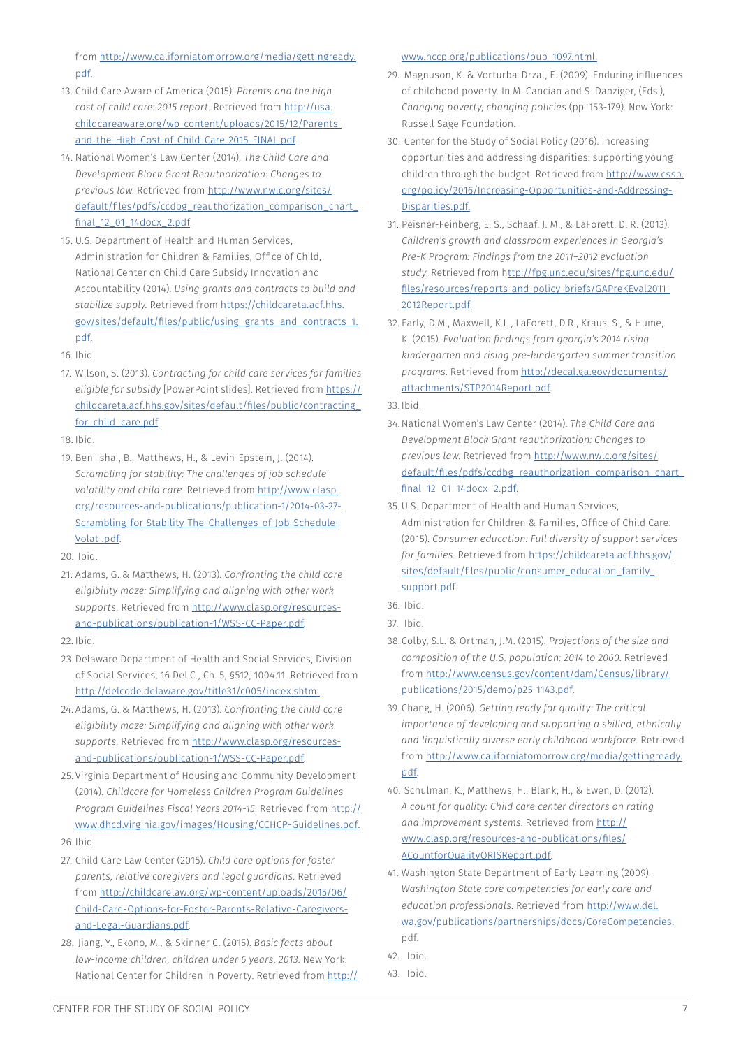from http://www.californiatomorrow.org/media/gettingready.pdf.

13. Child Care Aware of America (2015). *Parents and the high cost of child care: 2015 report.* Retrieved from http://usa.childcareaware.org/wp-content/uploads/2015/12/Parents-and-the-High-Cost-of-Child-Care-2015-FINAL.pdf.
14. National Women's Law Center (2014). *The Child Care and Development Block Grant Reauthorization: Changes to previous law.* Retrieved from http://www.nwlc.org/sites/default/files/pdfs/ccdbg_reauthorization_comparison_chart_final_12_01_14docx_2.pdf.
15. U.S. Department of Health and Human Services, Administration for Children & Families, Office of Child, National Center on Child Care Subsidy Innovation and Accountability (2014). *Using grants and contracts to build and stabilize supply.* Retrieved from https://childcareta.acf.hhs.gov/sites/default/files/public/using_grants_and_contracts_1.pdf.
16. Ibid.
17. Wilson, S. (2013). *Contracting for child care services for families eligible for subsidy* [PowerPoint slides]. Retrieved from https://childcareta.acf.hhs.gov/sites/default/files/public/contracting_for_child_care.pdf.
18. Ibid.
19. Ben-Ishai, B., Matthews, H., & Levin-Epstein, J. (2014). *Scrambling for stability: The challenges of job schedule volatility and child care.* Retrieved from http://www.clasp.org/resources-and-publications/publication-1/2014-03-27-Scrambling-for-Stability-The-Challenges-of-Job-Schedule-Volat-.pdf.
20. Ibid.
21. Adams, G. & Matthews, H. (2013). *Confronting the child care eligibility maze: Simplifying and aligning with other work supports.* Retrieved from http://www.clasp.org/resources-and-publications/publication-1/WSS-CC-Paper.pdf.
22. Ibid.
23. Delaware Department of Health and Social Services, Division of Social Services, 16 Del.C., Ch. 5, §512, 1004.11. Retrieved from http://delcode.delaware.gov/title31/c005/index.shtml.
24. Adams, G. & Matthews, H. (2013). *Confronting the child care eligibility maze: Simplifying and aligning with other work supports.* Retrieved from http://www.clasp.org/resources-and-publications/publication-1/WSS-CC-Paper.pdf.
25. Virginia Department of Housing and Community Development (2014). *Childcare for Homeless Children Program Guidelines Program Guidelines Fiscal Years 2014-15.* Retrieved from http://www.dhcd.virginia.gov/images/Housing/CCHCP-Guidelines.pdf.
26. Ibid.
27. Child Care Law Center (2015). *Child care options for foster parents, relative caregivers and legal guardians.* Retrieved from http://childcarelaw.org/wp-content/uploads/2015/06/Child-Care-Options-for-Foster-Parents-Relative-Caregivers-and-Legal-Guardians.pdf.
28. Jiang, Y., Ekono, M., & Skinner C. (2015). *Basic facts about low-income children, children under 6 years, 2013.* New York: National Center for Children in Poverty. Retrieved from http://www.nccp.org/publications/pub_1097.html.
29. Magnuson, K. & Vorturba-Drzal, E. (2009). Enduring influences of childhood poverty. In M. Cancian and S. Danziger, (Eds.), *Changing poverty, changing policies* (pp. 153-179). New York: Russell Sage Foundation.
30. Center for the Study of Social Policy (2016). Increasing opportunities and addressing disparities: supporting young children through the budget. Retrieved from http://www.cssp.org/policy/2016/Increasing-Opportunities-and-Addressing-Disparities.pdf.
31. Peisner-Feinberg, E. S., Schaaf, J. M., & LaForett, D. R. (2013). *Children's growth and classroom experiences in Georgia's Pre-K Program: Findings from the 2011–2012 evaluation study.* Retrieved from http://fpg.unc.edu/sites/fpg.unc.edu/files/resources/reports-and-policy-briefs/GAPreKEval2011-2012Report.pdf.
32. Early, D.M., Maxwell, K.L., LaForett, D.R., Kraus, S., & Hume, K. (2015). *Evaluation findings from georgia's 2014 rising kindergarten and rising pre-kindergarten summer transition programs.* Retrieved from http://decal.ga.gov/documents/attachments/STP2014Report.pdf.
33. Ibid.
34. National Women's Law Center (2014). *The Child Care and Development Block Grant reauthorization: Changes to previous law.* Retrieved from http://www.nwlc.org/sites/default/files/pdfs/ccdbg_reauthorization_comparison_chart_final_12_01_14docx_2.pdf.
35. U.S. Department of Health and Human Services, Administration for Children & Families, Office of Child Care. (2015). *Consumer education: Full diversity of support services for families.* Retrieved from https://childcareta.acf.hhs.gov/sites/default/files/public/consumer_education_family_support.pdf.
36. Ibid.
37. Ibid.
38. Colby, S.L. & Ortman, J.M. (2015). *Projections of the size and composition of the U.S. population: 2014 to 2060.* Retrieved from http://www.census.gov/content/dam/Census/library/publications/2015/demo/p25-1143.pdf.
39. Chang, H. (2006). *Getting ready for quality: The critical importance of developing and supporting a skilled, ethnically and linguistically diverse early childhood workforce.* Retrieved from http://www.californiatomorrow.org/media/gettingready.pdf.
40. Schulman, K., Matthews, H., Blank, H., & Ewen, D. (2012). *A count for quality: Child care center directors on rating and improvement systems.* Retrieved from http://www.clasp.org/resources-and-publications/files/ACountforQualityQRISReport.pdf.
41. Washington State Department of Early Learning (2009). *Washington State core competencies for early care and education professionals.* Retrieved from http://www.del.wa.gov/publications/partnerships/docs/CoreCompetencies.pdf.
42. Ibid.
43. Ibid.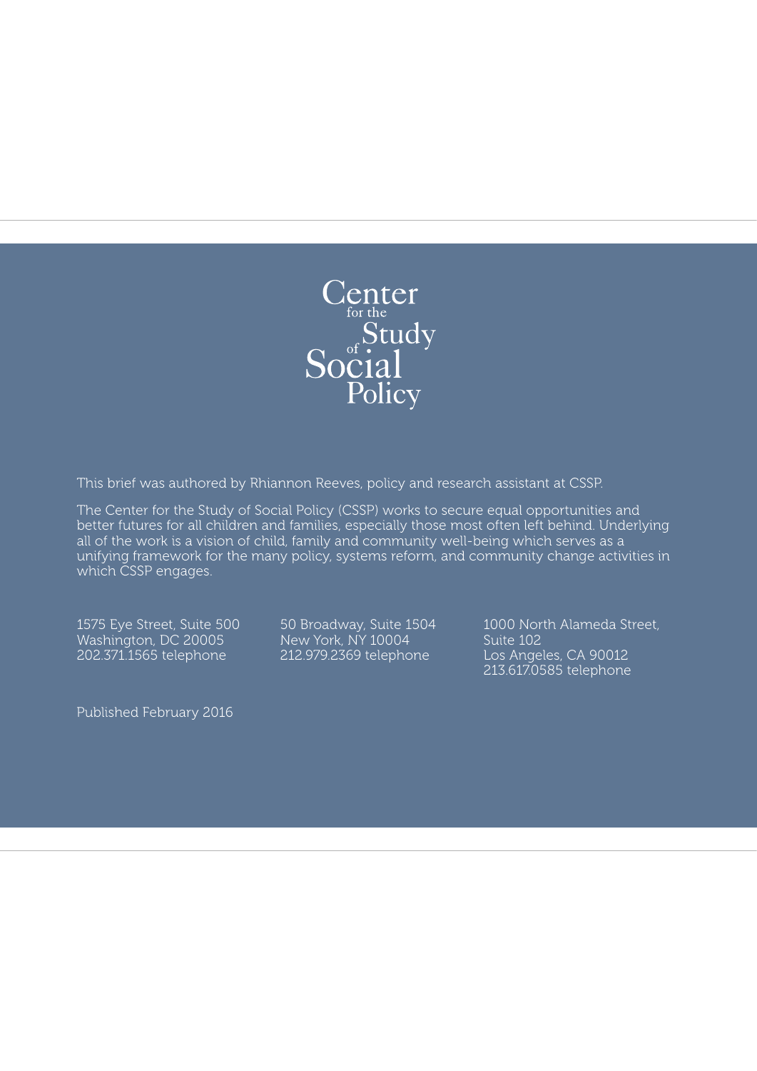Center for the Study of Social Policy

This brief was authored by Rhiannon Reeves, policy and research assistant at CSSP.

The Center for the Study of Social Policy (CSSP) works to secure equal opportunities and better futures for all children and families, especially those most often left behind. Underlying all of the work is a vision of child, family and community well-being which serves as a unifying framework for the many policy, systems reform, and community change activities in which CSSP engages.

1575 Eye Street, Suite 500
Washington, DC 20005
202.371.1565 telephone

50 Broadway, Suite 1504
New York, NY 10004
212.979.2369 telephone

1000 North Alameda Street,
Suite 102
Los Angeles, CA 90012
213.617.0585 telephone

Published February 2016